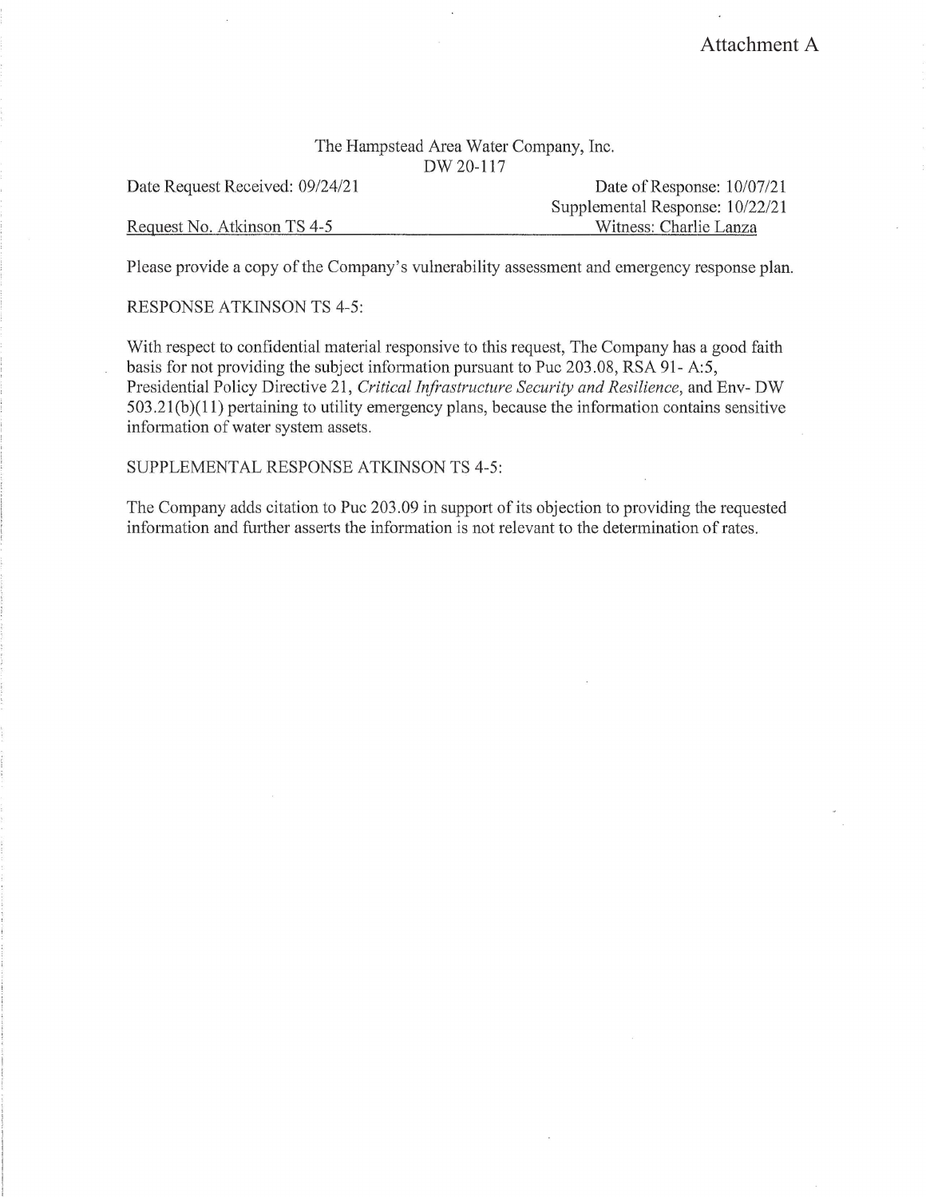Attachment A

The Hampstead Area Water Company, Inc.
DW 20-117

Date Request Received: 09/24/21

Date of Response: 10/07/21
Supplemental Response: 10/22/21

Request No. Atkinson TS 4-5

Witness: Charlie Lanza

Please provide a copy of the Company's vulnerability assessment and emergency response plan.

RESPONSE ATKINSON TS 4-5:

With respect to confidential material responsive to this request, The Company has a good faith basis for not providing the subject information pursuant to Puc 203.08, RSA 91- A:5, Presidential Policy Directive 21, *Critical Infrastructure Security and Resilience*, and Env- DW 503.21(b)(11) pertaining to utility emergency plans, because the information contains sensitive information of water system assets.

SUPPLEMENTAL RESPONSE ATKINSON TS 4-5:

The Company adds citation to Puc 203.09 in support of its objection to providing the requested information and further asserts the information is not relevant to the determination of rates.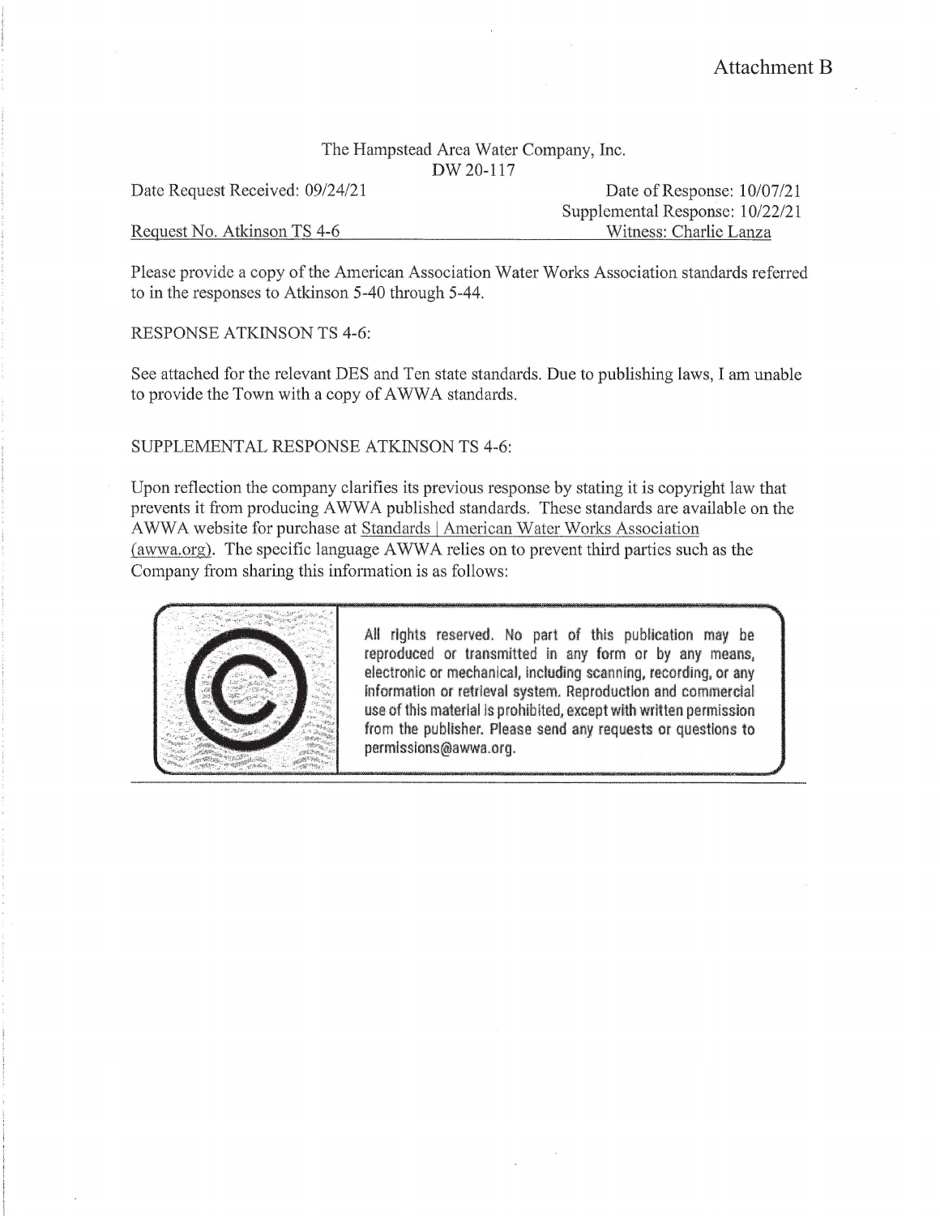Attachment B

The Hampstead Area Water Company, Inc.
DW 20-117

Date Request Received: 09/24/21

Date of Response: 10/07/21
Supplemental Response: 10/22/21

Request No. Atkinson TS 4-6

Witness: Charlie Lanza

Please provide a copy of the American Association Water Works Association standards referred to in the responses to Atkinson 5-40 through 5-44.

RESPONSE ATKINSON TS 4-6:

See attached for the relevant DES and Ten state standards. Due to publishing laws, I am unable to provide the Town with a copy of AWWA standards.

SUPPLEMENTAL RESPONSE ATKINSON TS 4-6:

Upon reflection the company clarifies its previous response by stating it is copyright law that prevents it from producing AWWA published standards. These standards are available on the AWWA website for purchase at Standards | American Water Works Association (awwa.org). The specific language AWWA relies on to prevent third parties such as the Company from sharing this information is as follows:

> All rights reserved. No part of this publication may be reproduced or transmitted in any form or by any means, electronic or mechanical, including scanning, recording, or any information or retrieval system. Reproduction and commercial use of this material is prohibited, except with written permission from the publisher. Please send any requests or questions to permissions@awwa.org.